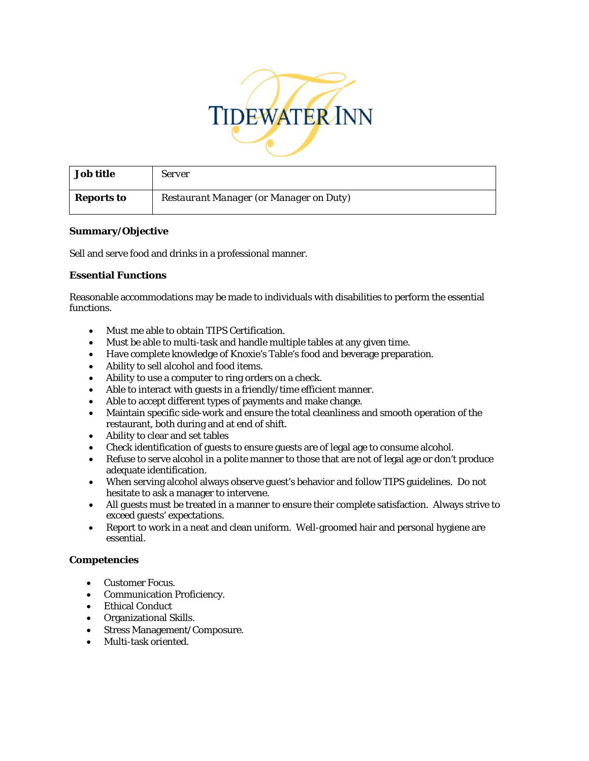TIDEWATER INN

| Job title | Server |
|---|---|
| Reports to | *Restaurant Manager (or Manager on Duty)* |

**Summary/Objective**

Sell and serve food and drinks in a professional manner.

**Essential Functions**

Reasonable accommodations may be made to individuals with disabilities to perform the essential functions.

- Must me able to obtain TIPS Certification.
- Must be able to multi-task and handle multiple tables at any given time.
- Have complete knowledge of Knoxie's Table's food and beverage preparation.
- Ability to sell alcohol and food items.
- Ability to use a computer to ring orders on a check.
- Able to interact with guests in a friendly/time efficient manner.
- Able to accept different types of payments and make change.
- Maintain specific side-work and ensure the total cleanliness and smooth operation of the restaurant, both during and at end of shift.
- Ability to clear and set tables
- Check identification of guests to ensure guests are of legal age to consume alcohol.
- Refuse to serve alcohol in a polite manner to those that are not of legal age or don't produce adequate identification.
- When serving alcohol always observe guest's behavior and follow TIPS guidelines. Do not hesitate to ask a manager to intervene.
- All guests must be treated in a manner to ensure their complete satisfaction. Always strive to exceed guests' expectations.
- Report to work in a neat and clean uniform. Well-groomed hair and personal hygiene are essential.

**Competencies**

- Customer Focus.
- Communication Proficiency.
- Ethical Conduct
- Organizational Skills.
- Stress Management/Composure.
- Multi-task oriented.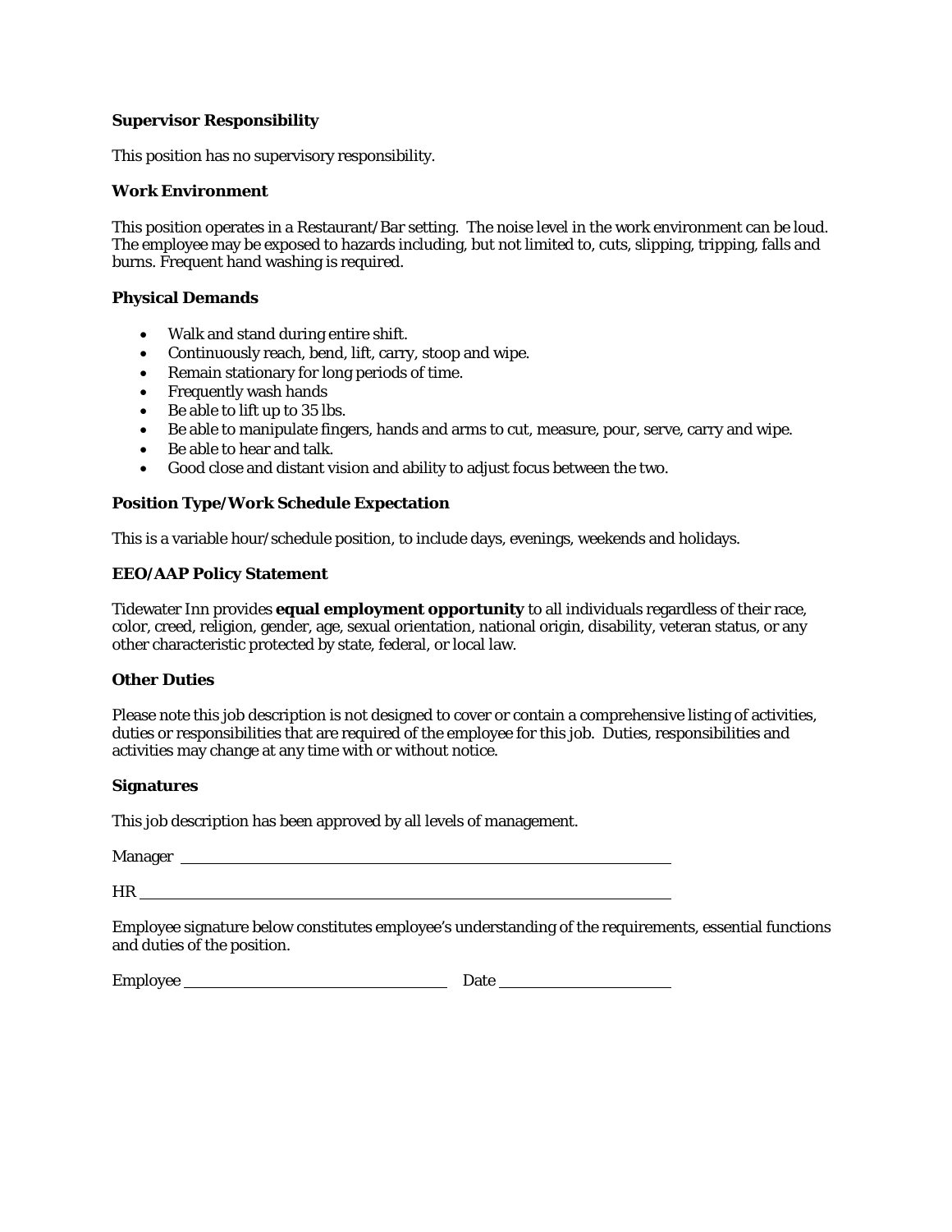**Supervisor Responsibility**

This position has no supervisory responsibility.

**Work Environment**

This position operates in a Restaurant/Bar setting. The noise level in the work environment can be loud. The employee may be exposed to hazards including, but not limited to, cuts, slipping, tripping, falls and burns. Frequent hand washing is required.

**Physical Demands**

- Walk and stand during entire shift.
- Continuously reach, bend, lift, carry, stoop and wipe.
- Remain stationary for long periods of time.
- Frequently wash hands
- Be able to lift up to 35 lbs.
- Be able to manipulate fingers, hands and arms to cut, measure, pour, serve, carry and wipe.
- Be able to hear and talk.
- Good close and distant vision and ability to adjust focus between the two.

**Position Type/Work Schedule Expectation**

This is a variable hour/schedule position, to include days, evenings, weekends and holidays.

**EEO/AAP Policy Statement**

Tidewater Inn provides **equal employment opportunity** to all individuals regardless of their race, color, creed, religion, gender, age, sexual orientation, national origin, disability, veteran status, or any other characteristic protected by state, federal, or local law.

**Other Duties**

Please note this job description is not designed to cover or contain a comprehensive listing of activities, duties or responsibilities that are required of the employee for this job. Duties, responsibilities and activities may change at any time with or without notice.

**Signatures**

This job description has been approved by all levels of management.

Manager ______________________________________________

HR ______________________________________________

Employee signature below constitutes employee's understanding of the requirements, essential functions and duties of the position.

Employee ______________________ Date ______________